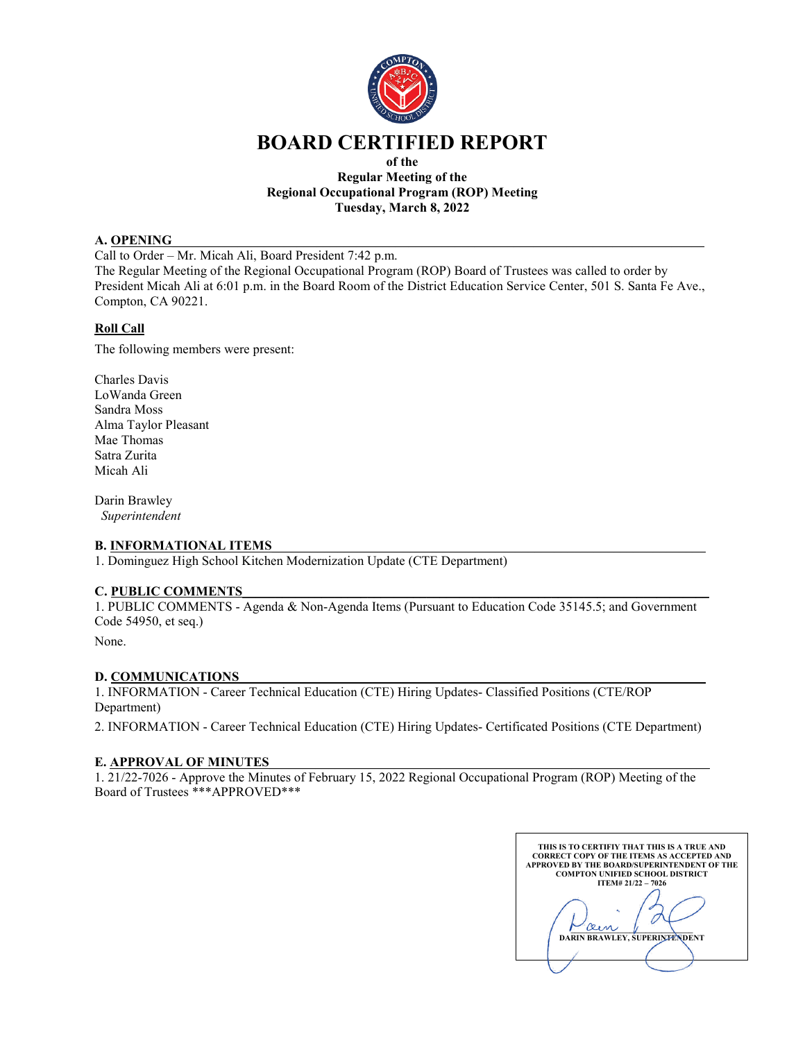# BOARD CERTIFIED REPORT

**of the**
**Regular Meeting of the**
**Regional Occupational Program (ROP) Meeting**
**Tuesday, March 8, 2022**

## A. OPENING

Call to Order – Mr. Micah Ali, Board President 7:42 p.m.
The Regular Meeting of the Regional Occupational Program (ROP) Board of Trustees was called to order by President Micah Ali at 6:01 p.m. in the Board Room of the District Education Service Center, 501 S. Santa Fe Ave., Compton, CA 90221.

### Roll Call

The following members were present:

Charles Davis
LoWanda Green
Sandra Moss
Alma Taylor Pleasant
Mae Thomas
Satra Zurita
Micah Ali

Darin Brawley
*Superintendent*

## B. INFORMATIONAL ITEMS

1. Dominguez High School Kitchen Modernization Update (CTE Department)

## C. PUBLIC COMMENTS

1. PUBLIC COMMENTS - Agenda & Non-Agenda Items (Pursuant to Education Code 35145.5; and Government Code 54950, et seq.)

None.

## D. COMMUNICATIONS

1. INFORMATION - Career Technical Education (CTE) Hiring Updates- Classified Positions (CTE/ROP Department)
2. INFORMATION - Career Technical Education (CTE) Hiring Updates- Certificated Positions (CTE Department)

## E. APPROVAL OF MINUTES

1. 21/22-7026 - Approve the Minutes of February 15, 2022 Regional Occupational Program (ROP) Meeting of the Board of Trustees ***APPROVED***

**THIS IS TO CERTIFIY THAT THIS IS A TRUE AND CORRECT COPY OF THE ITEMS AS ACCEPTED AND APPROVED BY THE BOARD/SUPERINTENDENT OF THE COMPTON UNIFIED SCHOOL DISTRICT ITEM# 21/22 – 7026**

**DARIN BRAWLEY, SUPERINTENDENT**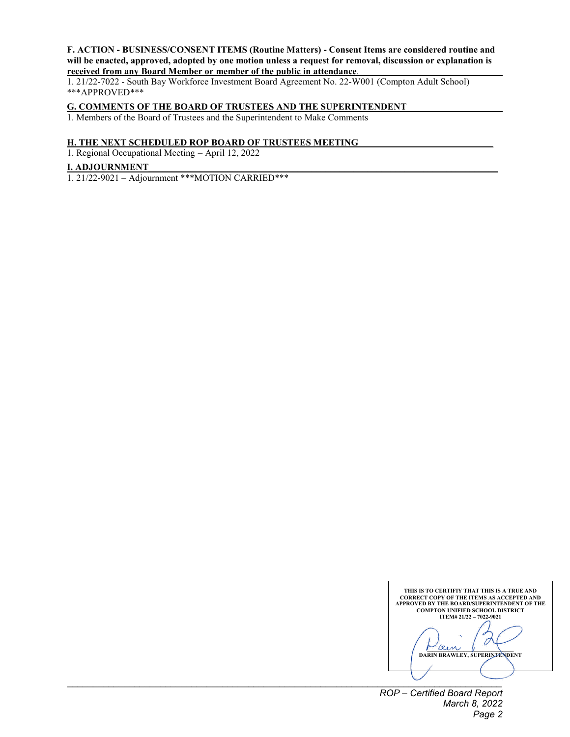**F. ACTION - BUSINESS/CONSENT ITEMS (Routine Matters) - Consent Items are considered routine and will be enacted, approved, adopted by one motion unless a request for removal, discussion or explanation is received from any Board Member or member of the public in attendance**.

1. 21/22-7022 - South Bay Workforce Investment Board Agreement No. 22-W001 (Compton Adult School) ***APPROVED***

**G. COMMENTS OF THE BOARD OF TRUSTEES AND THE SUPERINTENDENT**

1. Members of the Board of Trustees and the Superintendent to Make Comments

**H. THE NEXT SCHEDULED ROP BOARD OF TRUSTEES MEETING**

1. Regional Occupational Meeting – April 12, 2022

**I. ADJOURNMENT**

1. 21/22-9021 – Adjournment ***MOTION CARRIED***

**THIS IS TO CERTIFIY THAT THIS IS A TRUE AND CORRECT COPY OF THE ITEMS AS ACCEPTED AND APPROVED BY THE BOARD/SUPERINTENDENT OF THE COMPTON UNIFIED SCHOOL DISTRICT**
**ITEM# 21/22 – 7022-9021**

**DARIN BRAWLEY, SUPERINTENDENT**

*ROP – Certified Board Report*
*March 8, 2022*